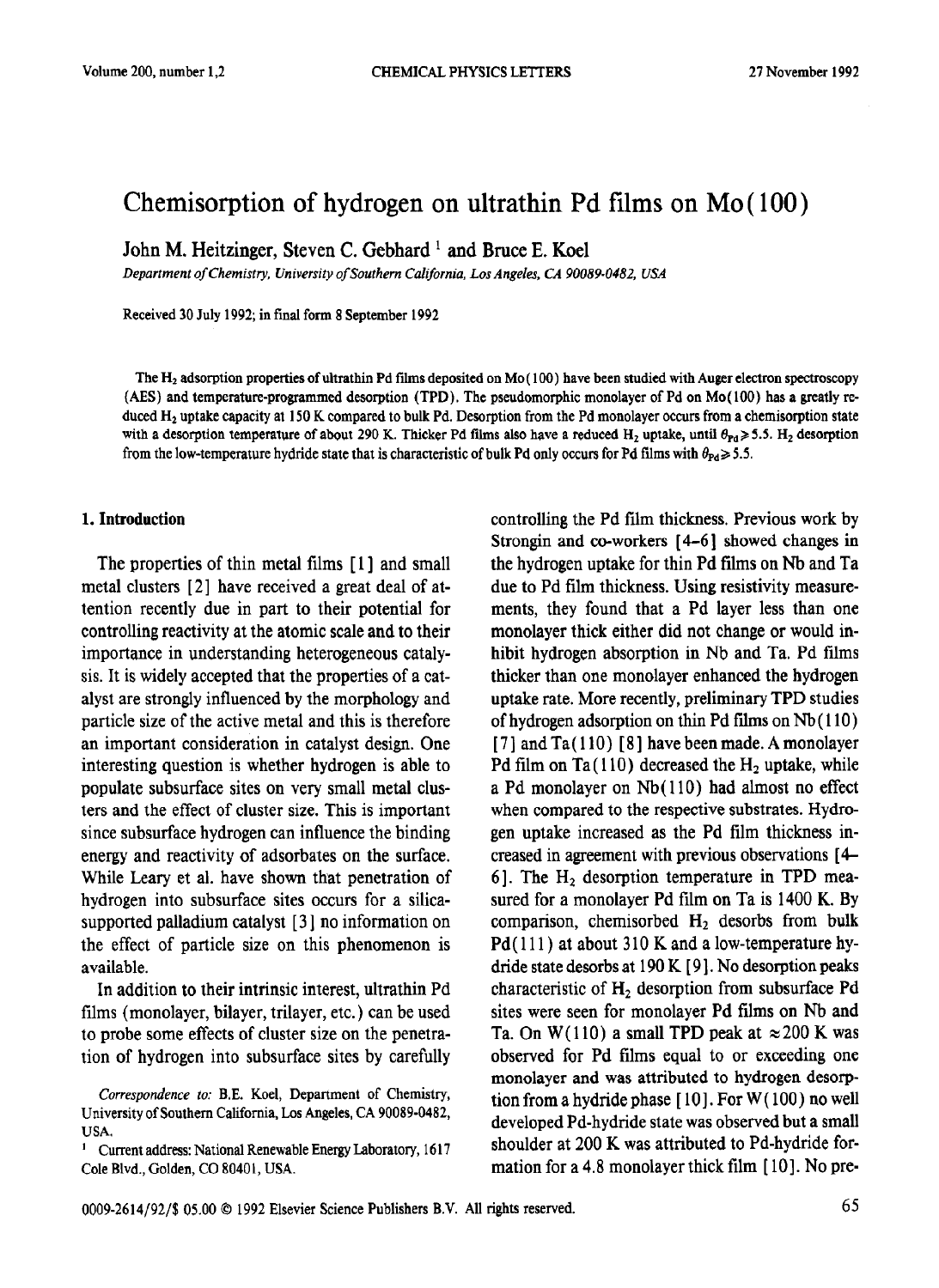# Chemisorption of hydrogen on ultrathin Pd films on Mo(100)

John M. Heitzinger, Steven C. Gebhard [1] and Bruce E. Koel

*Department of Chemistry, University of Southern California, Los Angeles, CA 90089-0482, USA*

Received 30 July 1992; in final form 8 September 1992

The $H_2$ adsorption properties of ultrathin Pd films deposited on Mo(100) have been studied with Auger electron spectroscopy (AES) and temperature-programmed desorption (TPD). The pseudomorphic monolayer of Pd on Mo(100) has a greatly reduced $H_2$ uptake capacity at 150 K compared to bulk Pd. Desorption from the Pd monolayer occurs from a chemisorption state with a desorption temperature of about 290 K. Thicker Pd films also have a reduced $H_2$ uptake, until $\theta_{Pd} \geq 5.5$. $H_2$ desorption from the low-temperature hydride state that is characteristic of bulk Pd only occurs for Pd films with $\theta_{Pd} \geq 5.5$.

## 1. Introduction

The properties of thin metal films [1] and small metal clusters [2] have received a great deal of attention recently due in part to their potential for controlling reactivity at the atomic scale and to their importance in understanding heterogeneous catalysis. It is widely accepted that the properties of a catalyst are strongly influenced by the morphology and particle size of the active metal and this is therefore an important consideration in catalyst design. One interesting question is whether hydrogen is able to populate subsurface sites on very small metal clusters and the effect of cluster size. This is important since subsurface hydrogen can influence the binding energy and reactivity of adsorbates on the surface. While Leary et al. have shown that penetration of hydrogen into subsurface sites occurs for a silica-supported palladium catalyst [3] no information on the effect of particle size on this phenomenon is available.

In addition to their intrinsic interest, ultrathin Pd films (monolayer, bilayer, trilayer, etc.) can be used to probe some effects of cluster size on the penetration of hydrogen into subsurface sites by carefully controlling the Pd film thickness. Previous work by Strongin and co-workers [4–6] showed changes in the hydrogen uptake for thin Pd films on Nb and Ta due to Pd film thickness. Using resistivity measurements, they found that a Pd layer less than one monolayer thick either did not change or would inhibit hydrogen absorption in Nb and Ta. Pd films thicker than one monolayer enhanced the hydrogen uptake rate. More recently, preliminary TPD studies of hydrogen adsorption on thin Pd films on Nb(110) [7] and Ta(110) [8] have been made. A monolayer Pd film on Ta(110) decreased the $H_2$ uptake, while a Pd monolayer on Nb(110) had almost no effect when compared to the respective substrates. Hydrogen uptake increased as the Pd film thickness increased in agreement with previous observations [4–6]. The $H_2$ desorption temperature in TPD measured for a monolayer Pd film on Ta is 1400 K. By comparison, chemisorbed $H_2$ desorbs from bulk Pd(111) at about 310 K and a low-temperature hydride state desorbs at 190 K [9]. No desorption peaks characteristic of $H_2$ desorption from subsurface Pd sites were seen for monolayer Pd films on Nb and Ta. On W(110) a small TPD peak at ≈200 K was observed for Pd films equal to or exceeding one monolayer and was attributed to hydrogen desorption from a hydride phase [10]. For W(100) no well developed Pd-hydride state was observed but a small shoulder at 200 K was attributed to Pd-hydride formation for a 4.8 monolayer thick film [10]. No pre-

*Correspondence to:* B.E. Koel, Department of Chemistry, University of Southern California, Los Angeles, CA 90089-0482, USA.

[1] Current address: National Renewable Energy Laboratory, 1617 Cole Blvd., Golden, CO 80401, USA.

0009-2614/92/$ 05.00 © 1992 Elsevier Science Publishers B.V. All rights reserved.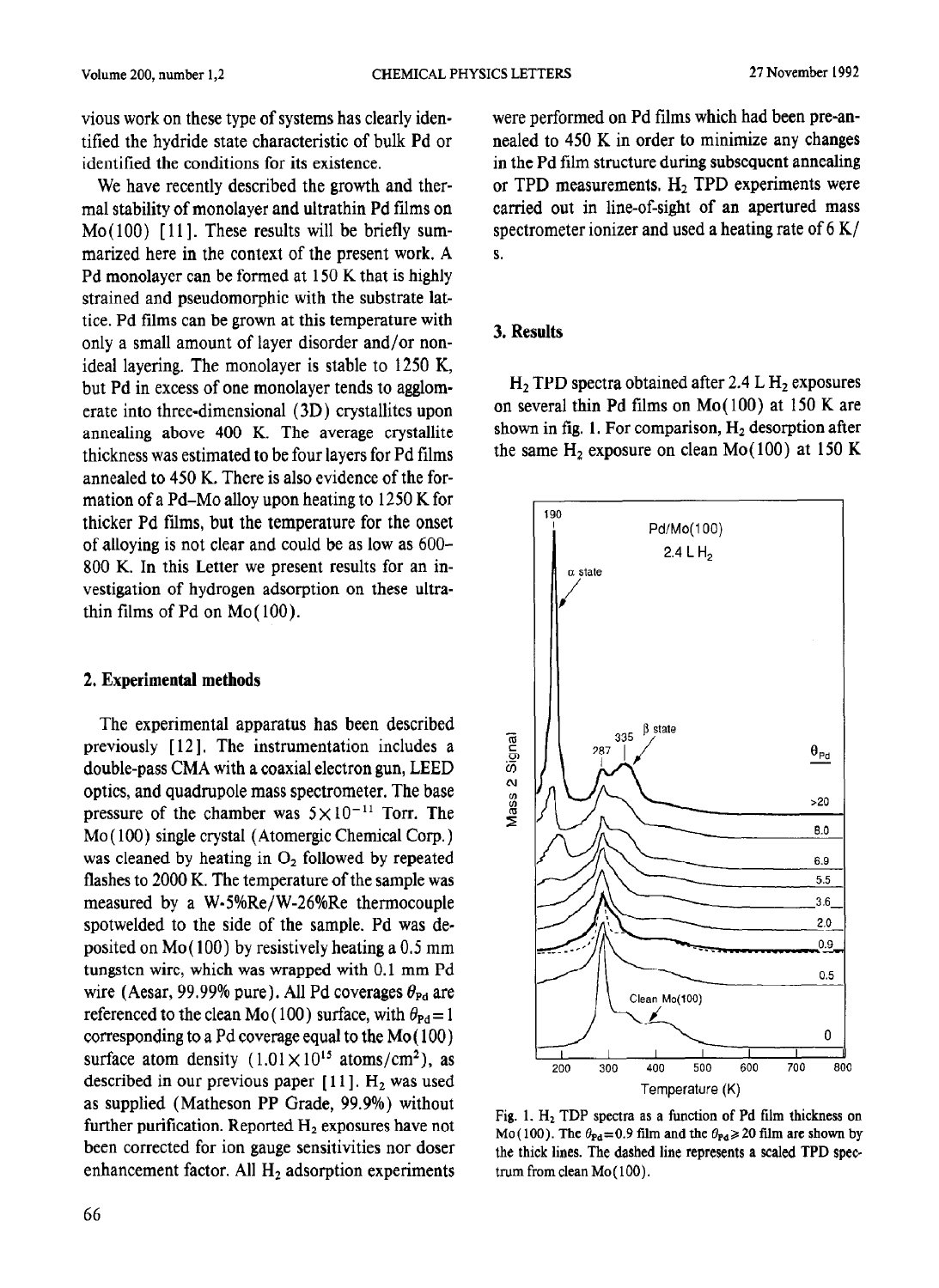vious work on these type of systems has clearly identified the hydride state characteristic of bulk Pd or identified the conditions for its existence.

We have recently described the growth and thermal stability of monolayer and ultrathin Pd films on Mo(100) [11]. These results will be briefly summarized here in the context of the present work. A Pd monolayer can be formed at 150 K that is highly strained and pseudomorphic with the substrate lattice. Pd films can be grown at this temperature with only a small amount of layer disorder and/or nonideal layering. The monolayer is stable to 1250 K, but Pd in excess of one monolayer tends to agglomerate into three-dimensional (3D) crystallites upon annealing above 400 K. The average crystallite thickness was estimated to be four layers for Pd films annealed to 450 K. There is also evidence of the formation of a Pd–Mo alloy upon heating to 1250 K for thicker Pd films, but the temperature for the onset of alloying is not clear and could be as low as 600–800 K. In this Letter we present results for an investigation of hydrogen adsorption on these ultrathin films of Pd on Mo(100).

## 2. Experimental methods

The experimental apparatus has been described previously [12]. The instrumentation includes a double-pass CMA with a coaxial electron gun, LEED optics, and quadrupole mass spectrometer. The base pressure of the chamber was $5\times10^{-11}$ Torr. The Mo(100) single crystal (Atomergic Chemical Corp.) was cleaned by heating in $O_2$ followed by repeated flashes to 2000 K. The temperature of the sample was measured by a W-5%Re/W-26%Re thermocouple spotwelded to the side of the sample. Pd was deposited on Mo(100) by resistively heating a 0.5 mm tungsten wire, which was wrapped with 0.1 mm Pd wire (Aesar, 99.99% pure). All Pd coverages $\theta_{Pd}$ are referenced to the clean Mo(100) surface, with $\theta_{Pd}=1$ corresponding to a Pd coverage equal to the Mo(100) surface atom density ($1.01\times10^{15}$ atoms/cm$^2$), as described in our previous paper [11]. $H_2$ was used as supplied (Matheson PP Grade, 99.9%) without further purification. Reported $H_2$ exposures have not been corrected for ion gauge sensitivities nor doser enhancement factor. All $H_2$ adsorption experiments were performed on Pd films which had been pre-annealed to 450 K in order to minimize any changes in the Pd film structure during subsequent annealing or TPD measurements. $H_2$ TPD experiments were carried out in line-of-sight of an apertured mass spectrometer ionizer and used a heating rate of 6 K/s.

## 3. Results

$H_2$ TPD spectra obtained after 2.4 L $H_2$ exposures on several thin Pd films on Mo(100) at 150 K are shown in fig. 1. For comparison, $H_2$ desorption after the same $H_2$ exposure on clean Mo(100) at 150 K

Fig. 1. $H_2$ TDP spectra as a function of Pd film thickness on Mo(100). The $\theta_{Pd}=0.9$ film and the $\theta_{Pd}\geq 20$ film are shown by the thick lines. The dashed line represents a scaled TPD spectrum from clean Mo(100).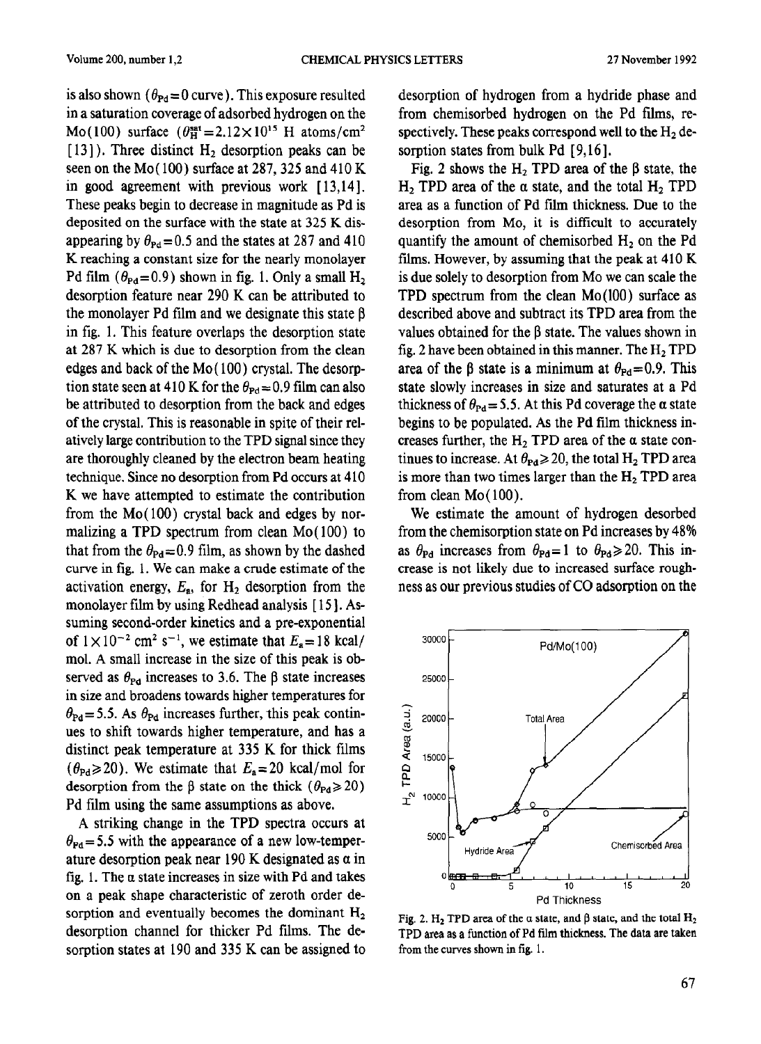is also shown ($\theta_{Pd}=0$ curve). This exposure resulted in a saturation coverage of adsorbed hydrogen on the Mo(100) surface ($\theta_H^{sat}=2.12\times10^{15}$ H atoms/cm$^2$ [13]). Three distinct $H_2$ desorption peaks can be seen on the Mo(100) surface at 287, 325 and 410 K in good agreement with previous work [13,14]. These peaks begin to decrease in magnitude as Pd is deposited on the surface with the state at 325 K disappearing by $\theta_{Pd}=0.5$ and the states at 287 and 410 K reaching a constant size for the nearly monolayer Pd film ($\theta_{Pd}=0.9$) shown in fig. 1. Only a small $H_2$ desorption feature near 290 K can be attributed to the monolayer Pd film and we designate this state β in fig. 1. This feature overlaps the desorption state at 287 K which is due to desorption from the clean edges and back of the Mo(100) crystal. The desorption state seen at 410 K for the $\theta_{Pd}=0.9$ film can also be attributed to desorption from the back and edges of the crystal. This is reasonable in spite of their relatively large contribution to the TPD signal since they are thoroughly cleaned by the electron beam heating technique. Since no desorption from Pd occurs at 410 K we have attempted to estimate the contribution from the Mo(100) crystal back and edges by normalizing a TPD spectrum from clean Mo(100) to that from the $\theta_{Pd}=0.9$ film, as shown by the dashed curve in fig. 1. We can make a crude estimate of the activation energy, $E_a$, for $H_2$ desorption from the monolayer film by using Redhead analysis [15]. Assuming second-order kinetics and a pre-exponential of $1\times10^{-2}$ cm$^2$ s$^{-1}$, we estimate that $E_a=18$ kcal/mol. A small increase in the size of this peak is observed as $\theta_{Pd}$ increases to 3.6. The β state increases in size and broadens towards higher temperatures for $\theta_{Pd}=5.5$. As $\theta_{Pd}$ increases further, this peak continues to shift towards higher temperature, and has a distinct peak temperature at 335 K for thick films ($\theta_{Pd}\geqslant20$). We estimate that $E_a=20$ kcal/mol for desorption from the β state on the thick ($\theta_{Pd}\geqslant20$) Pd film using the same assumptions as above.

A striking change in the TPD spectra occurs at $\theta_{Pd}=5.5$ with the appearance of a new low-temperature desorption peak near 190 K designated as α in fig. 1. The α state increases in size with Pd and takes on a peak shape characteristic of zeroth order desorption and eventually becomes the dominant $H_2$ desorption channel for thicker Pd films. The desorption states at 190 and 335 K can be assigned to desorption of hydrogen from a hydride phase and from chemisorbed hydrogen on the Pd films, respectively. These peaks correspond well to the $H_2$ desorption states from bulk Pd [9,16].

Fig. 2 shows the $H_2$ TPD area of the β state, the $H_2$ TPD area of the α state, and the total $H_2$ TPD area as a function of Pd film thickness. Due to the desorption from Mo, it is difficult to accurately quantify the amount of chemisorbed $H_2$ on the Pd films. However, by assuming that the peak at 410 K is due solely to desorption from Mo we can scale the TPD spectrum from the clean Mo(100) surface as described above and subtract its TPD area from the values obtained for the β state. The values shown in fig. 2 have been obtained in this manner. The $H_2$ TPD area of the β state is a minimum at $\theta_{Pd}=0.9$. This state slowly increases in size and saturates at a Pd thickness of $\theta_{Pd}=5.5$. At this Pd coverage the α state begins to be populated. As the Pd film thickness increases further, the $H_2$ TPD area of the α state continues to increase. At $\theta_{Pd}\geqslant20$, the total $H_2$ TPD area is more than two times larger than the $H_2$ TPD area from clean Mo(100).

We estimate the amount of hydrogen desorbed from the chemisorption state on Pd increases by 48% as $\theta_{Pd}$ increases from $\theta_{Pd}=1$ to $\theta_{Pd}\geqslant20$. This increase is not likely due to increased surface roughness as our previous studies of CO adsorption on the

Fig. 2. $H_2$ TPD area of the α state, and β state, and the total $H_2$ TPD area as a function of Pd film thickness. The data are taken from the curves shown in fig. 1.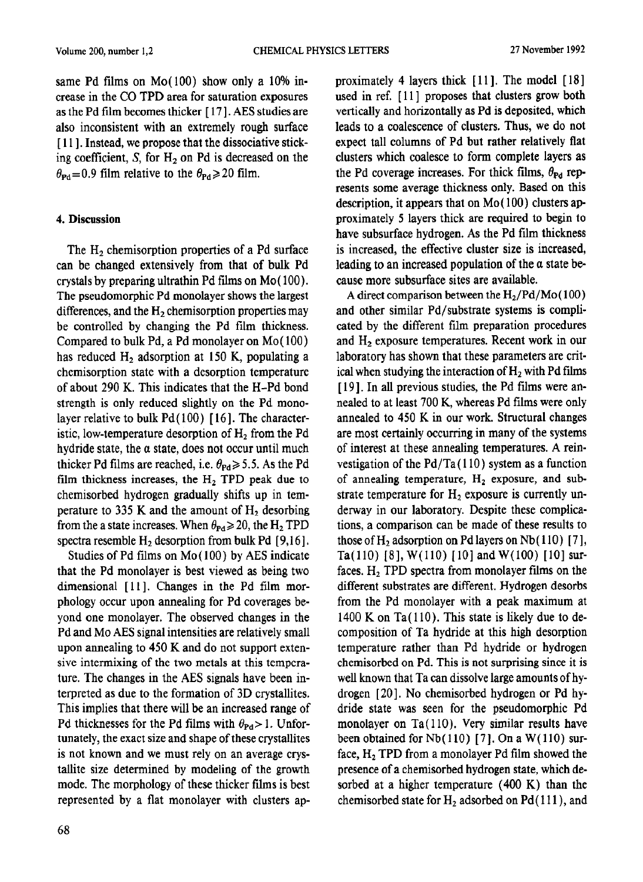same Pd films on Mo(100) show only a 10% increase in the CO TPD area for saturation exposures as the Pd film becomes thicker [17]. AES studies are also inconsistent with an extremely rough surface [11]. Instead, we propose that the dissociative sticking coefficient, $S$, for $H_2$ on Pd is decreased on the $\theta_{Pd}=0.9$ film relative to the $\theta_{Pd}\geqslant 20$ film.

## 4. Discussion

The $H_2$ chemisorption properties of a Pd surface can be changed extensively from that of bulk Pd crystals by preparing ultrathin Pd films on Mo(100). The pseudomorphic Pd monolayer shows the largest differences, and the $H_2$ chemisorption properties may be controlled by changing the Pd film thickness. Compared to bulk Pd, a Pd monolayer on Mo(100) has reduced $H_2$ adsorption at 150 K, populating a chemisorption state with a desorption temperature of about 290 K. This indicates that the H–Pd bond strength is only reduced slightly on the Pd monolayer relative to bulk Pd(100) [16]. The characteristic, low-temperature desorption of $H_2$ from the Pd hydride state, the α state, does not occur until much thicker Pd films are reached, i.e. $\theta_{Pd}\geqslant 5.5$. As the Pd film thickness increases, the $H_2$ TPD peak due to chemisorbed hydrogen gradually shifts up in temperature to 335 K and the amount of $H_2$ desorbing from the a state increases. When $\theta_{Pd}\geqslant 20$, the $H_2$ TPD spectra resemble $H_2$ desorption from bulk Pd [9,16].

Studies of Pd films on Mo(100) by AES indicate that the Pd monolayer is best viewed as being two dimensional [11]. Changes in the Pd film morphology occur upon annealing for Pd coverages beyond one monolayer. The observed changes in the Pd and Mo AES signal intensities are relatively small upon annealing to 450 K and do not support extensive intermixing of the two metals at this temperature. The changes in the AES signals have been interpreted as due to the formation of 3D crystallites. This implies that there will be an increased range of Pd thicknesses for the Pd films with $\theta_{Pd}>1$. Unfortunately, the exact size and shape of these crystallites is not known and we must rely on an average crystallite size determined by modeling of the growth mode. The morphology of these thicker films is best represented by a flat monolayer with clusters approximately 4 layers thick [11]. The model [18] used in ref. [11] proposes that clusters grow both vertically and horizontally as Pd is deposited, which leads to a coalescence of clusters. Thus, we do not expect tall columns of Pd but rather relatively flat clusters which coalesce to form complete layers as the Pd coverage increases. For thick films, $\theta_{Pd}$ represents some average thickness only. Based on this description, it appears that on Mo(100) clusters approximately 5 layers thick are required to begin to have subsurface hydrogen. As the Pd film thickness is increased, the effective cluster size is increased, leading to an increased population of the α state because more subsurface sites are available.

A direct comparison between the $H_2$/Pd/Mo(100) and other similar Pd/substrate systems is complicated by the different film preparation procedures and $H_2$ exposure temperatures. Recent work in our laboratory has shown that these parameters are critical when studying the interaction of $H_2$ with Pd films [19]. In all previous studies, the Pd films were annealed to at least 700 K, whereas Pd films were only annealed to 450 K in our work. Structural changes are most certainly occurring in many of the systems of interest at these annealing temperatures. A reinvestigation of the Pd/Ta(110) system as a function of annealing temperature, $H_2$ exposure, and substrate temperature for $H_2$ exposure is currently underway in our laboratory. Despite these complications, a comparison can be made of these results to those of $H_2$ adsorption on Pd layers on Nb(110) [7], Ta(110) [8], W(110) [10] and W(100) [10] surfaces. $H_2$ TPD spectra from monolayer films on the different substrates are different. Hydrogen desorbs from the Pd monolayer with a peak maximum at 1400 K on Ta(110). This state is likely due to decomposition of Ta hydride at this high desorption temperature rather than Pd hydride or hydrogen chemisorbed on Pd. This is not surprising since it is well known that Ta can dissolve large amounts of hydrogen [20]. No chemisorbed hydrogen or Pd hydride state was seen for the pseudomorphic Pd monolayer on Ta(110). Very similar results have been obtained for Nb(110) [7]. On a W(110) surface, $H_2$ TPD from a monolayer Pd film showed the presence of a chemisorbed hydrogen state, which desorbed at a higher temperature (400 K) than the chemisorbed state for $H_2$ adsorbed on Pd(111), and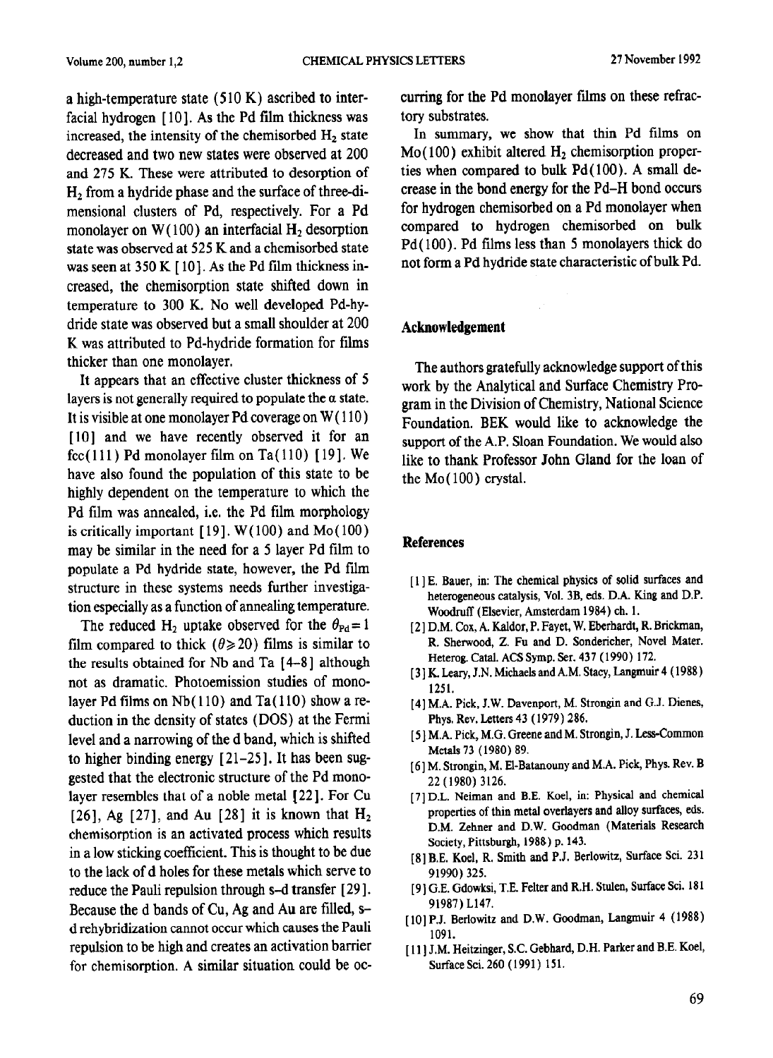a high-temperature state (510 K) ascribed to interfacial hydrogen [10]. As the Pd film thickness was increased, the intensity of the chemisorbed $H_2$ state decreased and two new states were observed at 200 and 275 K. These were attributed to desorption of $H_2$ from a hydride phase and the surface of three-dimensional clusters of Pd, respectively. For a Pd monolayer on W(100) an interfacial $H_2$ desorption state was observed at 525 K and a chemisorbed state was seen at 350 K [10]. As the Pd film thickness increased, the chemisorption state shifted down in temperature to 300 K. No well developed Pd-hydride state was observed but a small shoulder at 200 K was attributed to Pd-hydride formation for films thicker than one monolayer.

It appears that an effective cluster thickness of 5 layers is not generally required to populate the α state. It is visible at one monolayer Pd coverage on W(110) [10] and we have recently observed it for an fcc(111) Pd monolayer film on Ta(110) [19]. We have also found the population of this state to be highly dependent on the temperature to which the Pd film was annealed, i.e. the Pd film morphology is critically important [19]. W(100) and Mo(100) may be similar in the need for a 5 layer Pd film to populate a Pd hydride state, however, the Pd film structure in these systems needs further investigation especially as a function of annealing temperature.

The reduced $H_2$ uptake observed for the $\theta_{Pd}=1$ film compared to thick ($\theta \geqslant 20$) films is similar to the results obtained for Nb and Ta [4–8] although not as dramatic. Photoemission studies of monolayer Pd films on Nb(110) and Ta(110) show a reduction in the density of states (DOS) at the Fermi level and a narrowing of the d band, which is shifted to higher binding energy [21–25]. It has been suggested that the electronic structure of the Pd monolayer resembles that of a noble metal [22]. For Cu [26], Ag [27], and Au [28] it is known that $H_2$ chemisorption is an activated process which results in a low sticking coefficient. This is thought to be due to the lack of d holes for these metals which serve to reduce the Pauli repulsion through s–d transfer [29]. Because the d bands of Cu, Ag and Au are filled, s–d rehybridization cannot occur which causes the Pauli repulsion to be high and creates an activation barrier for chemisorption. A similar situation could be occurring for the Pd monolayer films on these refractory substrates.

In summary, we show that thin Pd films on Mo(100) exhibit altered $H_2$ chemisorption properties when compared to bulk Pd(100). A small decrease in the bond energy for the Pd–H bond occurs for hydrogen chemisorbed on a Pd monolayer when compared to hydrogen chemisorbed on bulk Pd(100). Pd films less than 5 monolayers thick do not form a Pd hydride state characteristic of bulk Pd.

## Acknowledgement

The authors gratefully acknowledge support of this work by the Analytical and Surface Chemistry Program in the Division of Chemistry, National Science Foundation. BEK would like to acknowledge the support of the A.P. Sloan Foundation. We would also like to thank Professor John Gland for the loan of the Mo(100) crystal.

## References

[1] E. Bauer, in: The chemical physics of solid surfaces and heterogeneous catalysis, Vol. 3B, eds. D.A. King and D.P. Woodruff (Elsevier, Amsterdam 1984) ch. 1.

[2] D.M. Cox, A. Kaldor, P. Fayet, W. Eberhardt, R. Brickman, R. Sherwood, Z. Fu and D. Sondericher, Novel Mater. Heterog. Catal. ACS Symp. Ser. 437 (1990) 172.

[3] K. Leary, J.N. Michaels and A.M. Stacy, Langmuir 4 (1988) 1251.

[4] M.A. Pick, J.W. Davenport, M. Strongin and G.J. Dienes, Phys. Rev. Letters 43 (1979) 286.

[5] M.A. Pick, M.G. Greene and M. Strongin, J. Less-Common Metals 73 (1980) 89.

[6] M. Strongin, M. El-Batanouny and M.A. Pick, Phys. Rev. B 22 (1980) 3126.

[7] D.L. Neiman and B.E. Koel, in: Physical and chemical properties of thin metal overlayers and alloy surfaces, eds. D.M. Zehner and D.W. Goodman (Materials Research Society, Pittsburgh, 1988) p. 143.

[8] B.E. Koel, R. Smith and P.J. Berlowitz, Surface Sci. 231 91990) 325.

[9] G.E. Gdowksi, T.E. Felter and R.H. Stulen, Surface Sci. 181 91987) L147.

[10] P.J. Berlowitz and D.W. Goodman, Langmuir 4 (1988) 1091.

[11] J.M. Heitzinger, S.C. Gebhard, D.H. Parker and B.E. Koel, Surface Sci. 260 (1991) 151.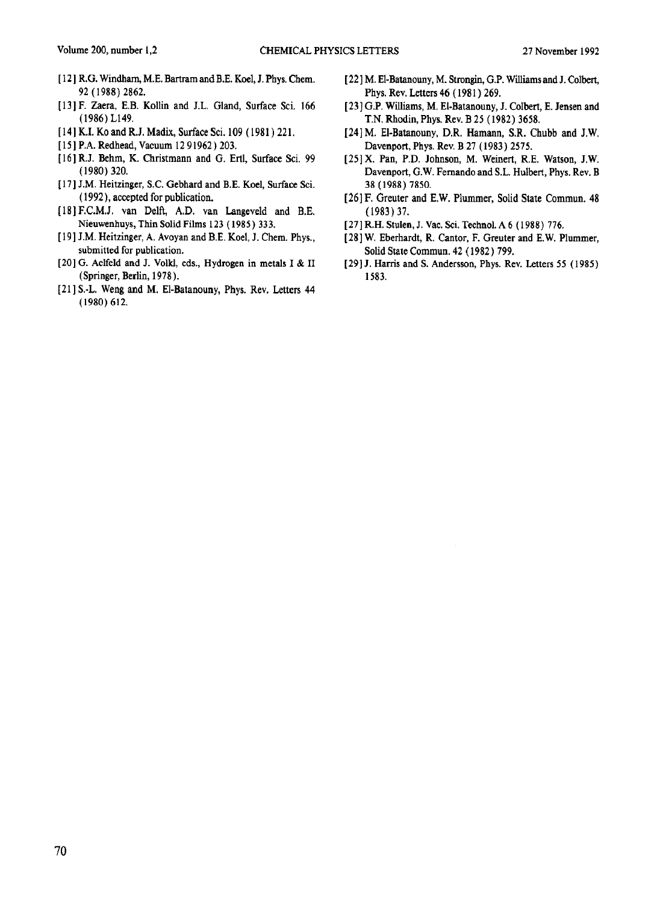[12] R.G. Windham, M.E. Bartram and B.E. Koel, J. Phys. Chem. 92 (1988) 2862.

[13] F. Zaera, E.B. Kollin and J.L. Gland, Surface Sci. 166 (1986) L149.

[14] K.I. Ko and R.J. Madix, Surface Sci. 109 (1981) 221.

[15] P.A. Redhead, Vacuum 12 91962) 203.

[16] R.J. Behm, K. Christmann and G. Ertl, Surface Sci. 99 (1980) 320.

[17] J.M. Heitzinger, S.C. Gebhard and B.E. Koel, Surface Sci. (1992), accepted for publication.

[18] F.C.M.J. van Delft, A.D. van Langeveld and B.E. Nieuwenhuys, Thin Solid Films 123 (1985) 333.

[19] J.M. Heitzinger, A. Avoyan and B.E. Koel, J. Chem. Phys., submitted for publication.

[20] G. Aelfeld and J. Volkl, eds., Hydrogen in metals I & II (Springer, Berlin, 1978).

[21] S.-L. Weng and M. El-Batanouny, Phys. Rev. Letters 44 (1980) 612.

[22] M. El-Batanouny, M. Strongin, G.P. Williams and J. Colbert, Phys. Rev. Letters 46 (1981) 269.

[23] G.P. Williams, M. El-Batanouny, J. Colbert, E. Jensen and T.N. Rhodin, Phys. Rev. B 25 (1982) 3658.

[24] M. El-Batanouny, D.R. Hamann, S.R. Chubb and J.W. Davenport, Phys. Rev. B 27 (1983) 2575.

[25] X. Pan, P.D. Johnson, M. Weinert, R.E. Watson, J.W. Davenport, G.W. Fernando and S.L. Hulbert, Phys. Rev. B 38 (1988) 7850.

[26] F. Greuter and E.W. Plummer, Solid State Commun. 48 (1983) 37.

[27] R.H. Stulen, J. Vac. Sci. Technol. A 6 (1988) 776.

[28] W. Eberhardt, R. Cantor, F. Greuter and E.W. Plummer, Solid State Commun. 42 (1982) 799.

[29] J. Harris and S. Andersson, Phys. Rev. Letters 55 (1985) 1583.